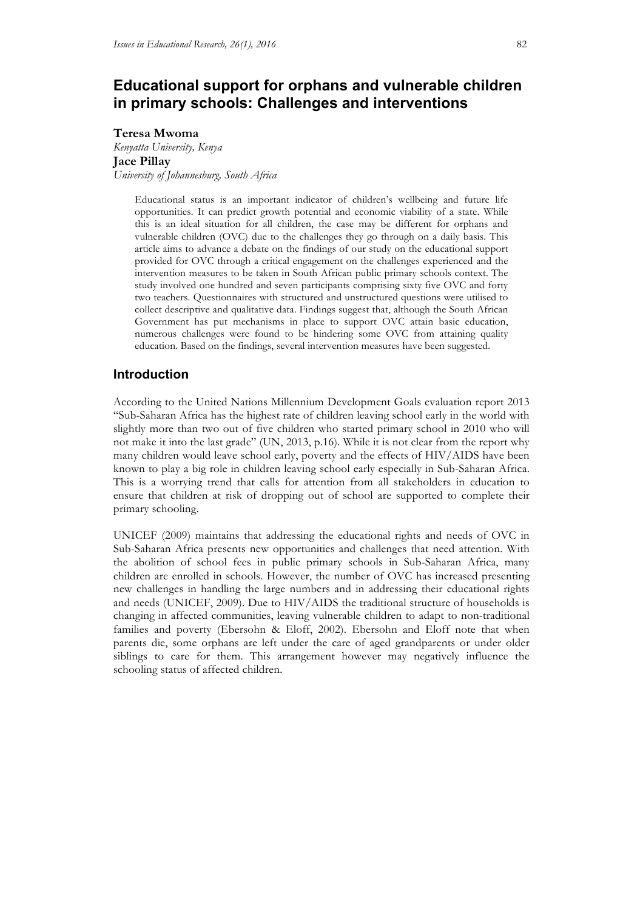# Educational support for orphans and vulnerable children in primary schools: Challenges and interventions

**Teresa Mwoma**
*Kenyatta University, Kenya*
**Jace Pillay**
*University of Johannesburg, South Africa*

> Educational status is an important indicator of children's wellbeing and future life opportunities. It can predict growth potential and economic viability of a state. While this is an ideal situation for all children, the case may be different for orphans and vulnerable children (OVC) due to the challenges they go through on a daily basis. This article aims to advance a debate on the findings of our study on the educational support provided for OVC through a critical engagement on the challenges experienced and the intervention measures to be taken in South African public primary schools context. The study involved one hundred and seven participants comprising sixty five OVC and forty two teachers. Questionnaires with structured and unstructured questions were utilised to collect descriptive and qualitative data. Findings suggest that, although the South African Government has put mechanisms in place to support OVC attain basic education, numerous challenges were found to be hindering some OVC from attaining quality education. Based on the findings, several intervention measures have been suggested.

## Introduction

According to the United Nations Millennium Development Goals evaluation report 2013 "Sub-Saharan Africa has the highest rate of children leaving school early in the world with slightly more than two out of five children who started primary school in 2010 who will not make it into the last grade" (UN, 2013, p.16). While it is not clear from the report why many children would leave school early, poverty and the effects of HIV/AIDS have been known to play a big role in children leaving school early especially in Sub-Saharan Africa. This is a worrying trend that calls for attention from all stakeholders in education to ensure that children at risk of dropping out of school are supported to complete their primary schooling.

UNICEF (2009) maintains that addressing the educational rights and needs of OVC in Sub-Saharan Africa presents new opportunities and challenges that need attention. With the abolition of school fees in public primary schools in Sub-Saharan Africa, many children are enrolled in schools. However, the number of OVC has increased presenting new challenges in handling the large numbers and in addressing their educational rights and needs (UNICEF, 2009). Due to HIV/AIDS the traditional structure of households is changing in affected communities, leaving vulnerable children to adapt to non-traditional families and poverty (Ebersohn & Eloff, 2002). Ebersohn and Eloff note that when parents die, some orphans are left under the care of aged grandparents or under older siblings to care for them. This arrangement however may negatively influence the schooling status of affected children.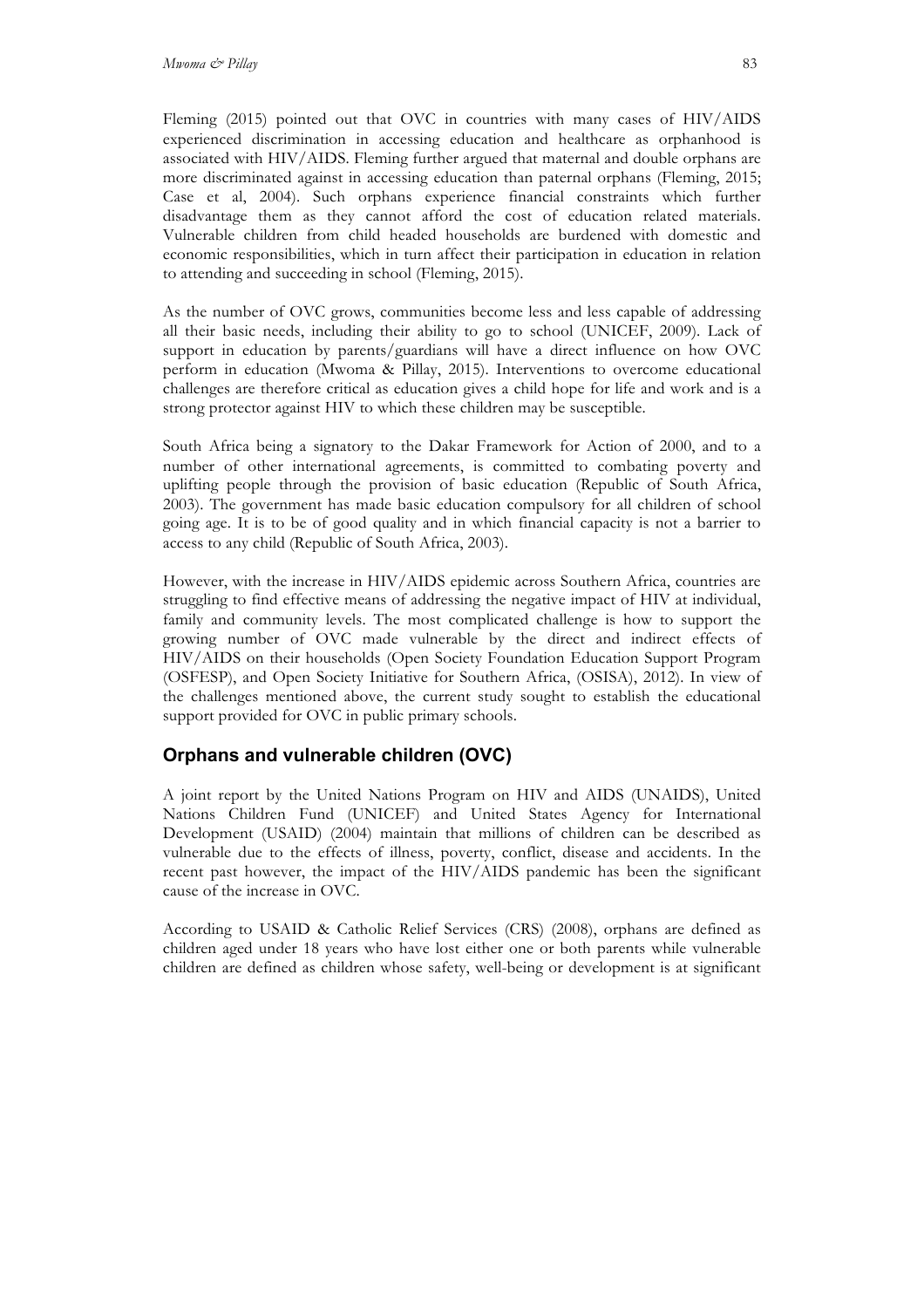Fleming (2015) pointed out that OVC in countries with many cases of HIV/AIDS experienced discrimination in accessing education and healthcare as orphanhood is associated with HIV/AIDS. Fleming further argued that maternal and double orphans are more discriminated against in accessing education than paternal orphans (Fleming, 2015; Case et al, 2004). Such orphans experience financial constraints which further disadvantage them as they cannot afford the cost of education related materials. Vulnerable children from child headed households are burdened with domestic and economic responsibilities, which in turn affect their participation in education in relation to attending and succeeding in school (Fleming, 2015).

As the number of OVC grows, communities become less and less capable of addressing all their basic needs, including their ability to go to school (UNICEF, 2009). Lack of support in education by parents/guardians will have a direct influence on how OVC perform in education (Mwoma & Pillay, 2015). Interventions to overcome educational challenges are therefore critical as education gives a child hope for life and work and is a strong protector against HIV to which these children may be susceptible.

South Africa being a signatory to the Dakar Framework for Action of 2000, and to a number of other international agreements, is committed to combating poverty and uplifting people through the provision of basic education (Republic of South Africa, 2003). The government has made basic education compulsory for all children of school going age. It is to be of good quality and in which financial capacity is not a barrier to access to any child (Republic of South Africa, 2003).

However, with the increase in HIV/AIDS epidemic across Southern Africa, countries are struggling to find effective means of addressing the negative impact of HIV at individual, family and community levels. The most complicated challenge is how to support the growing number of OVC made vulnerable by the direct and indirect effects of HIV/AIDS on their households (Open Society Foundation Education Support Program (OSFESP), and Open Society Initiative for Southern Africa, (OSISA), 2012). In view of the challenges mentioned above, the current study sought to establish the educational support provided for OVC in public primary schools.

## Orphans and vulnerable children (OVC)

A joint report by the United Nations Program on HIV and AIDS (UNAIDS), United Nations Childrens Fund (UNICEF) and United States Agency for International Development (USAID) (2004) maintain that millions of children can be described as vulnerable due to the effects of illness, poverty, conflict, disease and accidents. In the recent past however, the impact of the HIV/AIDS pandemic has been the significant cause of the increase in OVC.

According to USAID & Catholic Relief Services (CRS) (2008), orphans are defined as children aged under 18 years who have lost either one or both parents while vulnerable children are defined as children whose safety, well-being or development is at significant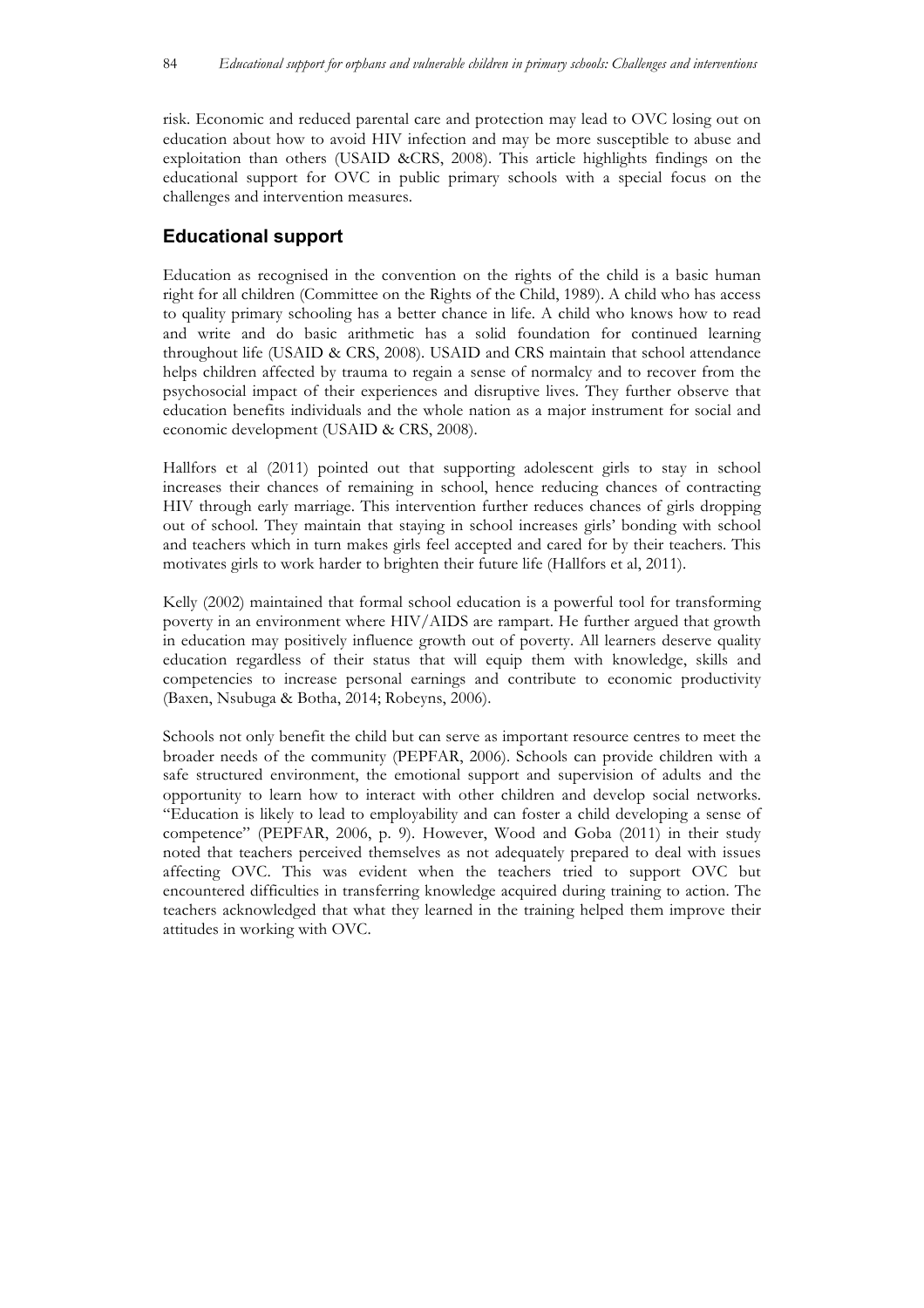risk. Economic and reduced parental care and protection may lead to OVC losing out on education about how to avoid HIV infection and may be more susceptible to abuse and exploitation than others (USAID &CRS, 2008). This article highlights findings on the educational support for OVC in public primary schools with a special focus on the challenges and intervention measures.

## Educational support

Education as recognised in the convention on the rights of the child is a basic human right for all children (Committee on the Rights of the Child, 1989). A child who has access to quality primary schooling has a better chance in life. A child who knows how to read and write and do basic arithmetic has a solid foundation for continued learning throughout life (USAID & CRS, 2008). USAID and CRS maintain that school attendance helps children affected by trauma to regain a sense of normalcy and to recover from the psychosocial impact of their experiences and disruptive lives. They further observe that education benefits individuals and the whole nation as a major instrument for social and economic development (USAID & CRS, 2008).

Hallfors et al (2011) pointed out that supporting adolescent girls to stay in school increases their chances of remaining in school, hence reducing chances of contracting HIV through early marriage. This intervention further reduces chances of girls dropping out of school. They maintain that staying in school increases girls' bonding with school and teachers which in turn makes girls feel accepted and cared for by their teachers. This motivates girls to work harder to brighten their future life (Hallfors et al, 2011).

Kelly (2002) maintained that formal school education is a powerful tool for transforming poverty in an environment where HIV/AIDS are rampart. He further argued that growth in education may positively influence growth out of poverty. All learners deserve quality education regardless of their status that will equip them with knowledge, skills and competencies to increase personal earnings and contribute to economic productivity (Baxen, Nsubuga & Botha, 2014; Robeyns, 2006).

Schools not only benefit the child but can serve as important resource centres to meet the broader needs of the community (PEPFAR, 2006). Schools can provide children with a safe structured environment, the emotional support and supervision of adults and the opportunity to learn how to interact with other children and develop social networks. "Education is likely to lead to employability and can foster a child developing a sense of competence" (PEPFAR, 2006, p. 9). However, Wood and Goba (2011) in their study noted that teachers perceived themselves as not adequately prepared to deal with issues affecting OVC. This was evident when the teachers tried to support OVC but encountered difficulties in transferring knowledge acquired during training to action. The teachers acknowledged that what they learned in the training helped them improve their attitudes in working with OVC.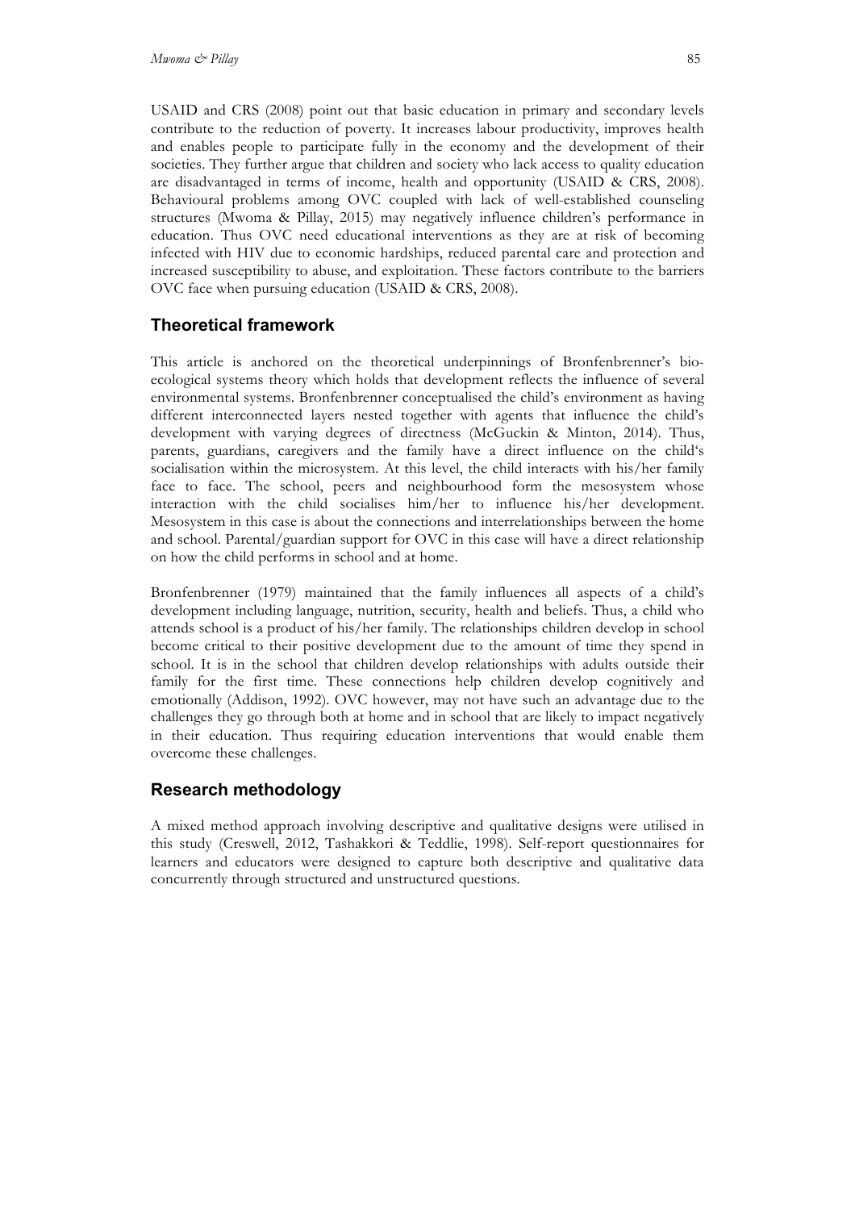USAID and CRS (2008) point out that basic education in primary and secondary levels contribute to the reduction of poverty. It increases labour productivity, improves health and enables people to participate fully in the economy and the development of their societies. They further argue that children and society who lack access to quality education are disadvantaged in terms of income, health and opportunity (USAID & CRS, 2008). Behavioural problems among OVC coupled with lack of well-established counseling structures (Mwoma & Pillay, 2015) may negatively influence children's performance in education. Thus OVC need educational interventions as they are at risk of becoming infected with HIV due to economic hardships, reduced parental care and protection and increased susceptibility to abuse, and exploitation. These factors contribute to the barriers OVC face when pursuing education (USAID & CRS, 2008).

## Theoretical framework

This article is anchored on the theoretical underpinnings of Bronfenbrenner's bio-ecological systems theory which holds that development reflects the influence of several environmental systems. Bronfenbrenner conceptualised the child's environment as having different interconnected layers nested together with agents that influence the child's development with varying degrees of directness (McGuckin & Minton, 2014). Thus, parents, guardians, caregivers and the family have a direct influence on the child's socialisation within the microsystem. At this level, the child interacts with his/her family face to face. The school, peers and neighbourhood form the mesosystem whose interaction with the child socialises him/her to influence his/her development. Mesosystem in this case is about the connections and interrelationships between the home and school. Parental/guardian support for OVC in this case will have a direct relationship on how the child performs in school and at home.

Bronfenbrenner (1979) maintained that the family influences all aspects of a child's development including language, nutrition, security, health and beliefs. Thus, a child who attends school is a product of his/her family. The relationships children develop in school become critical to their positive development due to the amount of time they spend in school. It is in the school that children develop relationships with adults outside their family for the first time. These connections help children develop cognitively and emotionally (Addison, 1992). OVC however, may not have such an advantage due to the challenges they go through both at home and in school that are likely to impact negatively in their education. Thus requiring education interventions that would enable them overcome these challenges.

## Research methodology

A mixed method approach involving descriptive and qualitative designs were utilised in this study (Creswell, 2012, Tashakkori & Teddlie, 1998). Self-report questionnaires for learners and educators were designed to capture both descriptive and qualitative data concurrently through structured and unstructured questions.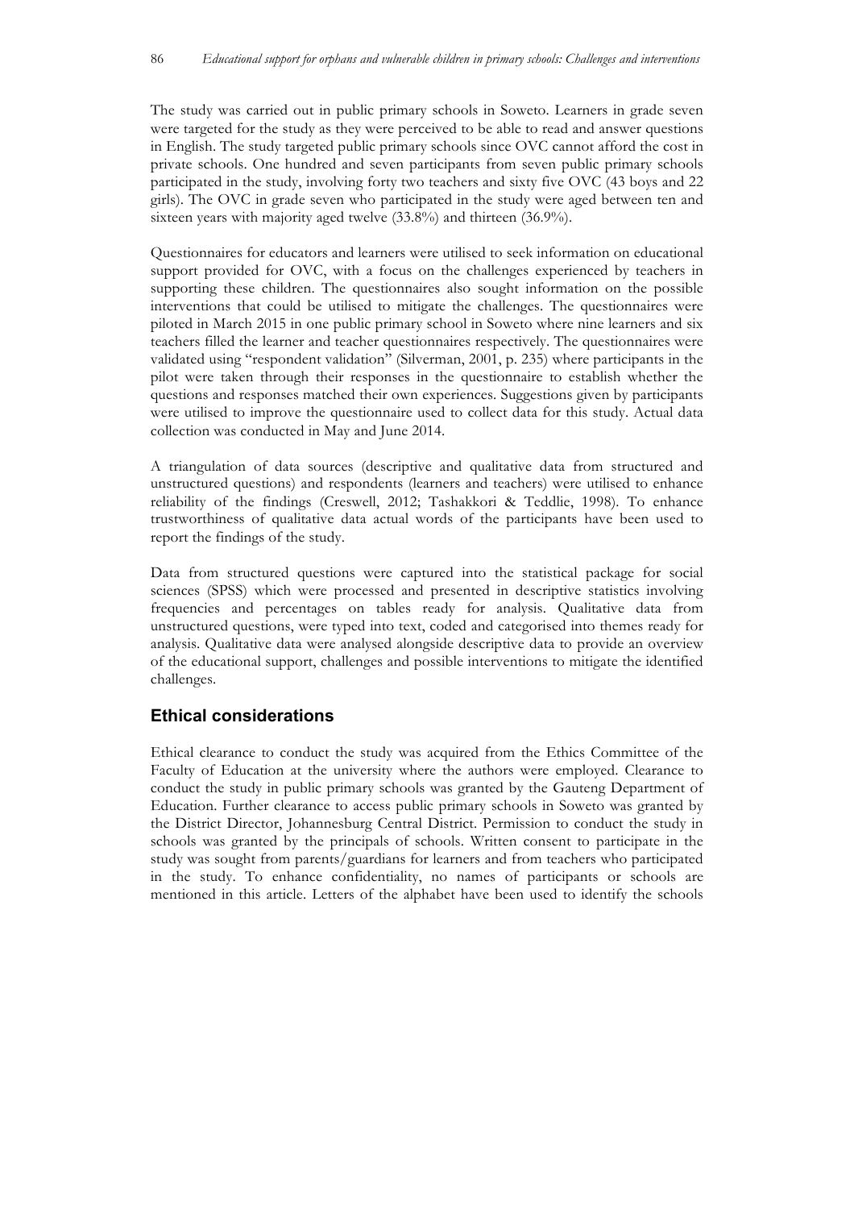The study was carried out in public primary schools in Soweto. Learners in grade seven were targeted for the study as they were perceived to be able to read and answer questions in English. The study targeted public primary schools since OVC cannot afford the cost in private schools. One hundred and seven participants from seven public primary schools participated in the study, involving forty two teachers and sixty five OVC (43 boys and 22 girls). The OVC in grade seven who participated in the study were aged between ten and sixteen years with majority aged twelve (33.8%) and thirteen (36.9%).

Questionnaires for educators and learners were utilised to seek information on educational support provided for OVC, with a focus on the challenges experienced by teachers in supporting these children. The questionnaires also sought information on the possible interventions that could be utilised to mitigate the challenges. The questionnaires were piloted in March 2015 in one public primary school in Soweto where nine learners and six teachers filled the learner and teacher questionnaires respectively. The questionnaires were validated using "respondent validation" (Silverman, 2001, p. 235) where participants in the pilot were taken through their responses in the questionnaire to establish whether the questions and responses matched their own experiences. Suggestions given by participants were utilised to improve the questionnaire used to collect data for this study. Actual data collection was conducted in May and June 2014.

A triangulation of data sources (descriptive and qualitative data from structured and unstructured questions) and respondents (learners and teachers) were utilised to enhance reliability of the findings (Creswell, 2012; Tashakkori & Teddlie, 1998). To enhance trustworthiness of qualitative data actual words of the participants have been used to report the findings of the study.

Data from structured questions were captured into the statistical package for social sciences (SPSS) which were processed and presented in descriptive statistics involving frequencies and percentages on tables ready for analysis. Qualitative data from unstructured questions, were typed into text, coded and categorised into themes ready for analysis. Qualitative data were analysed alongside descriptive data to provide an overview of the educational support, challenges and possible interventions to mitigate the identified challenges.

## Ethical considerations

Ethical clearance to conduct the study was acquired from the Ethics Committee of the Faculty of Education at the university where the authors were employed. Clearance to conduct the study in public primary schools was granted by the Gauteng Department of Education. Further clearance to access public primary schools in Soweto was granted by the District Director, Johannesburg Central District. Permission to conduct the study in schools was granted by the principals of schools. Written consent to participate in the study was sought from parents/guardians for learners and from teachers who participated in the study. To enhance confidentiality, no names of participants or schools are mentioned in this article. Letters of the alphabet have been used to identify the schools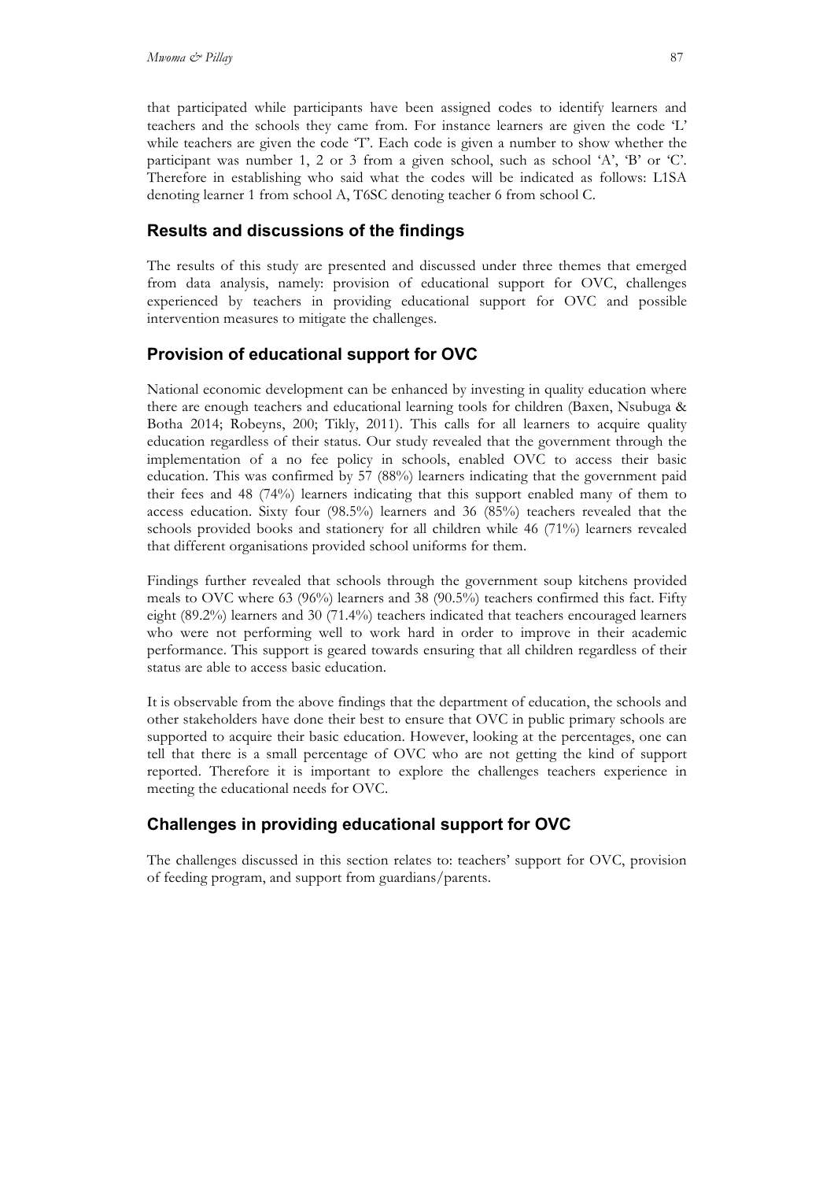that participated while participants have been assigned codes to identify learners and teachers and the schools they came from. For instance learners are given the code 'L' while teachers are given the code 'T'. Each code is given a number to show whether the participant was number 1, 2 or 3 from a given school, such as school 'A', 'B' or 'C'. Therefore in establishing who said what the codes will be indicated as follows: L1SA denoting learner 1 from school A, T6SC denoting teacher 6 from school C.

## Results and discussions of the findings

The results of this study are presented and discussed under three themes that emerged from data analysis, namely: provision of educational support for OVC, challenges experienced by teachers in providing educational support for OVC and possible intervention measures to mitigate the challenges.

## Provision of educational support for OVC

National economic development can be enhanced by investing in quality education where there are enough teachers and educational learning tools for children (Baxen, Nsubuga & Botha 2014; Robeyns, 200; Tikly, 2011). This calls for all learners to acquire quality education regardless of their status. Our study revealed that the government through the implementation of a no fee policy in schools, enabled OVC to access their basic education. This was confirmed by 57 (88%) learners indicating that the government paid their fees and 48 (74%) learners indicating that this support enabled many of them to access education. Sixty four (98.5%) learners and 36 (85%) teachers revealed that the schools provided books and stationery for all children while 46 (71%) learners revealed that different organisations provided school uniforms for them.

Findings further revealed that schools through the government soup kitchens provided meals to OVC where 63 (96%) learners and 38 (90.5%) teachers confirmed this fact. Fifty eight (89.2%) learners and 30 (71.4%) teachers indicated that teachers encouraged learners who were not performing well to work hard in order to improve in their academic performance. This support is geared towards ensuring that all children regardless of their status are able to access basic education.

It is observable from the above findings that the department of education, the schools and other stakeholders have done their best to ensure that OVC in public primary schools are supported to acquire their basic education. However, looking at the percentages, one can tell that there is a small percentage of OVC who are not getting the kind of support reported. Therefore it is important to explore the challenges teachers experience in meeting the educational needs for OVC.

## Challenges in providing educational support for OVC

The challenges discussed in this section relates to: teachers' support for OVC, provision of feeding program, and support from guardians/parents.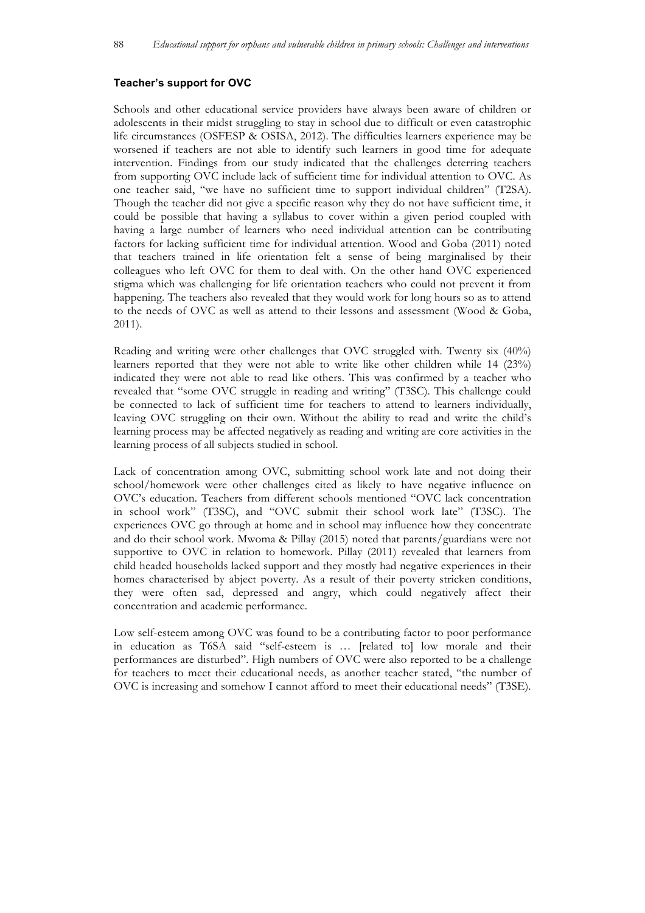### Teacher's support for OVC

Schools and other educational service providers have always been aware of children or adolescents in their midst struggling to stay in school due to difficult or even catastrophic life circumstances (OSFESP & OSISA, 2012). The difficulties learners experience may be worsened if teachers are not able to identify such learners in good time for adequate intervention. Findings from our study indicated that the challenges deterring teachers from supporting OVC include lack of sufficient time for individual attention to OVC. As one teacher said, "we have no sufficient time to support individual children" (T2SA). Though the teacher did not give a specific reason why they do not have sufficient time, it could be possible that having a syllabus to cover within a given period coupled with having a large number of learners who need individual attention can be contributing factors for lacking sufficient time for individual attention. Wood and Goba (2011) noted that teachers trained in life orientation felt a sense of being marginalised by their colleagues who left OVC for them to deal with. On the other hand OVC experienced stigma which was challenging for life orientation teachers who could not prevent it from happening. The teachers also revealed that they would work for long hours so as to attend to the needs of OVC as well as attend to their lessons and assessment (Wood & Goba, 2011).

Reading and writing were other challenges that OVC struggled with. Twenty six (40%) learners reported that they were not able to write like other children while 14 (23%) indicated they were not able to read like others. This was confirmed by a teacher who revealed that "some OVC struggle in reading and writing" (T3SC). This challenge could be connected to lack of sufficient time for teachers to attend to learners individually, leaving OVC struggling on their own. Without the ability to read and write the child's learning process may be affected negatively as reading and writing are core activities in the learning process of all subjects studied in school.

Lack of concentration among OVC, submitting school work late and not doing their school/homework were other challenges cited as likely to have negative influence on OVC's education. Teachers from different schools mentioned "OVC lack concentration in school work" (T3SC), and "OVC submit their school work late" (T3SC). The experiences OVC go through at home and in school may influence how they concentrate and do their school work. Mwoma & Pillay (2015) noted that parents/guardians were not supportive to OVC in relation to homework. Pillay (2011) revealed that learners from child headed households lacked support and they mostly had negative experiences in their homes characterised by abject poverty. As a result of their poverty stricken conditions, they were often sad, depressed and angry, which could negatively affect their concentration and academic performance.

Low self-esteem among OVC was found to be a contributing factor to poor performance in education as T6SA said "self-esteem is … [related to] low morale and their performances are disturbed". High numbers of OVC were also reported to be a challenge for teachers to meet their educational needs, as another teacher stated, "the number of OVC is increasing and somehow I cannot afford to meet their educational needs" (T3SE).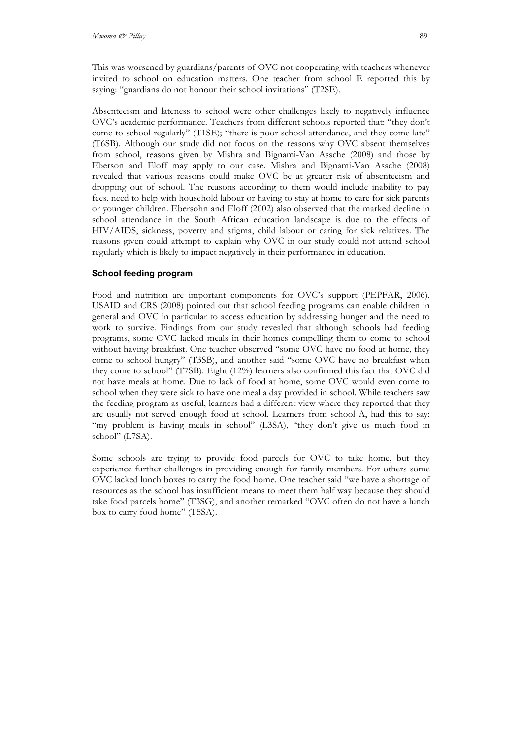This was worsened by guardians/parents of OVC not cooperating with teachers whenever invited to school on education matters. One teacher from school E reported this by saying: "guardians do not honour their school invitations" (T2SE).

Absenteeism and lateness to school were other challenges likely to negatively influence OVC's academic performance. Teachers from different schools reported that: "they don't come to school regularly" (T1SE); "there is poor school attendance, and they come late" (T6SB). Although our study did not focus on the reasons why OVC absent themselves from school, reasons given by Mishra and Bignami-Van Assche (2008) and those by Eberson and Eloff may apply to our case. Mishra and Bignami-Van Assche (2008) revealed that various reasons could make OVC be at greater risk of absenteeism and dropping out of school. The reasons according to them would include inability to pay fees, need to help with household labour or having to stay at home to care for sick parents or younger children. Ebersohn and Eloff (2002) also observed that the marked decline in school attendance in the South African education landscape is due to the effects of HIV/AIDS, sickness, poverty and stigma, child labour or caring for sick relatives. The reasons given could attempt to explain why OVC in our study could not attend school regularly which is likely to impact negatively in their performance in education.

#### School feeding program

Food and nutrition are important components for OVC's support (PEPFAR, 2006). USAID and CRS (2008) pointed out that school feeding programs can enable children in general and OVC in particular to access education by addressing hunger and the need to work to survive. Findings from our study revealed that although schools had feeding programs, some OVC lacked meals in their homes compelling them to come to school without having breakfast. One teacher observed "some OVC have no food at home, they come to school hungry" (T3SB), and another said "some OVC have no breakfast when they come to school" (T7SB). Eight (12%) learners also confirmed this fact that OVC did not have meals at home. Due to lack of food at home, some OVC would even come to school when they were sick to have one meal a day provided in school. While teachers saw the feeding program as useful, learners had a different view where they reported that they are usually not served enough food at school. Learners from school A, had this to say: "my problem is having meals in school" (L3SA), "they don't give us much food in school" (L7SA).

Some schools are trying to provide food parcels for OVC to take home, but they experience further challenges in providing enough for family members. For others some OVC lacked lunch boxes to carry the food home. One teacher said "we have a shortage of resources as the school has insufficient means to meet them half way because they should take food parcels home" (T3SG), and another remarked "OVC often do not have a lunch box to carry food home" (T5SA).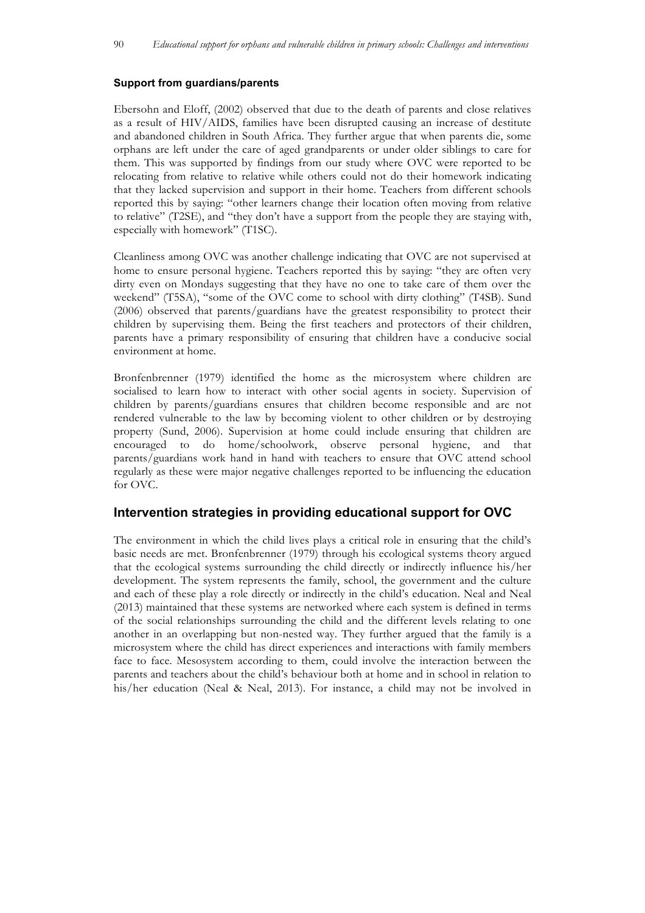### Support from guardians/parents

Ebersohn and Eloff, (2002) observed that due to the death of parents and close relatives as a result of HIV/AIDS, families have been disrupted causing an increase of destitute and abandoned children in South Africa. They further argue that when parents die, some orphans are left under the care of aged grandparents or under older siblings to care for them. This was supported by findings from our study where OVC were reported to be relocating from relative to relative while others could not do their homework indicating that they lacked supervision and support in their home. Teachers from different schools reported this by saying: "other learners change their location often moving from relative to relative" (T2SE), and "they don't have a support from the people they are staying with, especially with homework" (T1SC).

Cleanliness among OVC was another challenge indicating that OVC are not supervised at home to ensure personal hygiene. Teachers reported this by saying: "they are often very dirty even on Mondays suggesting that they have no one to take care of them over the weekend" (T5SA), "some of the OVC come to school with dirty clothing" (T4SB). Sund (2006) observed that parents/guardians have the greatest responsibility to protect their children by supervising them. Being the first teachers and protectors of their children, parents have a primary responsibility of ensuring that children have a conducive social environment at home.

Bronfenbrenner (1979) identified the home as the microsystem where children are socialised to learn how to interact with other social agents in society. Supervision of children by parents/guardians ensures that children become responsible and are not rendered vulnerable to the law by becoming violent to other children or by destroying property (Sund, 2006). Supervision at home could include ensuring that children are encouraged to do home/schoolwork, observe personal hygiene, and that parents/guardians work hand in hand with teachers to ensure that OVC attend school regularly as these were major negative challenges reported to be influencing the education for OVC.

## Intervention strategies in providing educational support for OVC

The environment in which the child lives plays a critical role in ensuring that the child's basic needs are met. Bronfenbrenner (1979) through his ecological systems theory argued that the ecological systems surrounding the child directly or indirectly influence his/her development. The system represents the family, school, the government and the culture and each of these play a role directly or indirectly in the child's education. Neal and Neal (2013) maintained that these systems are networked where each system is defined in terms of the social relationships surrounding the child and the different levels relating to one another in an overlapping but non-nested way. They further argued that the family is a microsystem where the child has direct experiences and interactions with family members face to face. Mesosystem according to them, could involve the interaction between the parents and teachers about the child's behaviour both at home and in school in relation to his/her education (Neal & Neal, 2013). For instance, a child may not be involved in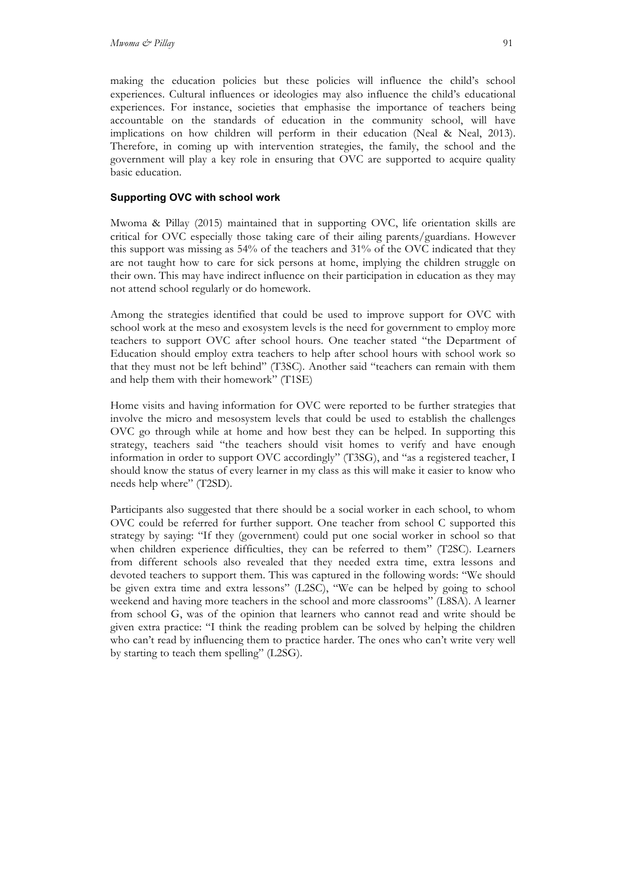making the education policies but these policies will influence the child's school experiences. Cultural influences or ideologies may also influence the child's educational experiences. For instance, societies that emphasise the importance of teachers being accountable on the standards of education in the community school, will have implications on how children will perform in their education (Neal & Neal, 2013). Therefore, in coming up with intervention strategies, the family, the school and the government will play a key role in ensuring that OVC are supported to acquire quality basic education.

### Supporting OVC with school work

Mwoma & Pillay (2015) maintained that in supporting OVC, life orientation skills are critical for OVC especially those taking care of their ailing parents/guardians. However this support was missing as 54% of the teachers and 31% of the OVC indicated that they are not taught how to care for sick persons at home, implying the children struggle on their own. This may have indirect influence on their participation in education as they may not attend school regularly or do homework.

Among the strategies identified that could be used to improve support for OVC with school work at the meso and exosystem levels is the need for government to employ more teachers to support OVC after school hours. One teacher stated "the Department of Education should employ extra teachers to help after school hours with school work so that they must not be left behind" (T3SC). Another said "teachers can remain with them and help them with their homework" (T1SE)

Home visits and having information for OVC were reported to be further strategies that involve the micro and mesosystem levels that could be used to establish the challenges OVC go through while at home and how best they can be helped. In supporting this strategy, teachers said "the teachers should visit homes to verify and have enough information in order to support OVC accordingly" (T3SG), and "as a registered teacher, I should know the status of every learner in my class as this will make it easier to know who needs help where" (T2SD).

Participants also suggested that there should be a social worker in each school, to whom OVC could be referred for further support. One teacher from school C supported this strategy by saying: "If they (government) could put one social worker in school so that when children experience difficulties, they can be referred to them" (T2SC). Learners from different schools also revealed that they needed extra time, extra lessons and devoted teachers to support them. This was captured in the following words: "We should be given extra time and extra lessons" (L2SC), "We can be helped by going to school weekend and having more teachers in the school and more classrooms" (L8SA). A learner from school G, was of the opinion that learners who cannot read and write should be given extra practice: "I think the reading problem can be solved by helping the children who can't read by influencing them to practice harder. The ones who can't write very well by starting to teach them spelling" (L2SG).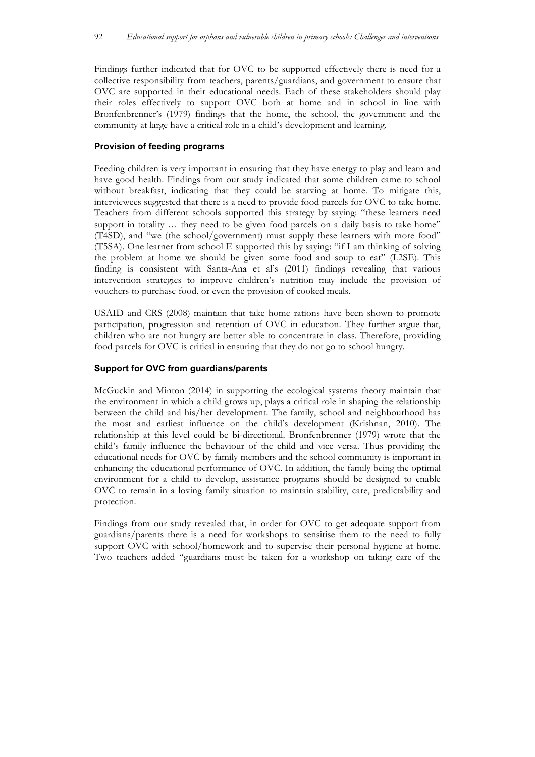Findings further indicated that for OVC to be supported effectively there is need for a collective responsibility from teachers, parents/guardians, and government to ensure that OVC are supported in their educational needs. Each of these stakeholders should play their roles effectively to support OVC both at home and in school in line with Bronfenbrenner's (1979) findings that the home, the school, the government and the community at large have a critical role in a child's development and learning.

### Provision of feeding programs

Feeding children is very important in ensuring that they have energy to play and learn and have good health. Findings from our study indicated that some children came to school without breakfast, indicating that they could be starving at home. To mitigate this, interviewees suggested that there is a need to provide food parcels for OVC to take home. Teachers from different schools supported this strategy by saying: "these learners need support in totality … they need to be given food parcels on a daily basis to take home" (T4SD), and "we (the school/government) must supply these learners with more food" (T5SA). One learner from school E supported this by saying: "if I am thinking of solving the problem at home we should be given some food and soup to eat" (L2SE). This finding is consistent with Santa-Ana et al's (2011) findings revealing that various intervention strategies to improve children's nutrition may include the provision of vouchers to purchase food, or even the provision of cooked meals.

USAID and CRS (2008) maintain that take home rations have been shown to promote participation, progression and retention of OVC in education. They further argue that, children who are not hungry are better able to concentrate in class. Therefore, providing food parcels for OVC is critical in ensuring that they do not go to school hungry.

### Support for OVC from guardians/parents

McGuckin and Minton (2014) in supporting the ecological systems theory maintain that the environment in which a child grows up, plays a critical role in shaping the relationship between the child and his/her development. The family, school and neighbourhood has the most and earliest influence on the child's development (Krishnan, 2010). The relationship at this level could be bi-directional. Bronfenbrenner (1979) wrote that the child's family influence the behaviour of the child and vice versa. Thus providing the educational needs for OVC by family members and the school community is important in enhancing the educational performance of OVC. In addition, the family being the optimal environment for a child to develop, assistance programs should be designed to enable OVC to remain in a loving family situation to maintain stability, care, predictability and protection.

Findings from our study revealed that, in order for OVC to get adequate support from guardians/parents there is a need for workshops to sensitise them to the need to fully support OVC with school/homework and to supervise their personal hygiene at home. Two teachers added "guardians must be taken for a workshop on taking care of the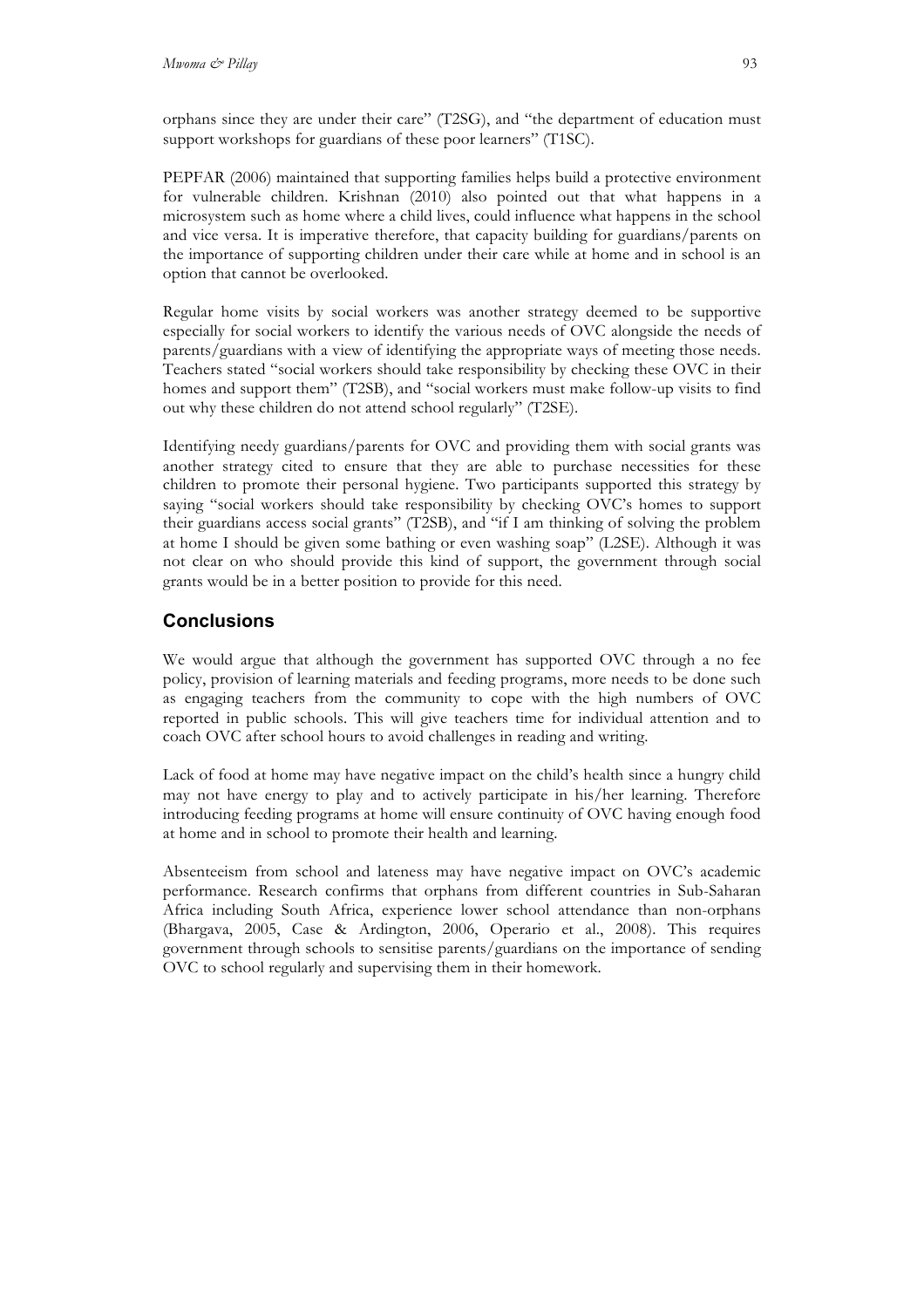orphans since they are under their care" (T2SG), and "the department of education must support workshops for guardians of these poor learners" (T1SC).

PEPFAR (2006) maintained that supporting families helps build a protective environment for vulnerable children. Krishnan (2010) also pointed out that what happens in a microsystem such as home where a child lives, could influence what happens in the school and vice versa. It is imperative therefore, that capacity building for guardians/parents on the importance of supporting children under their care while at home and in school is an option that cannot be overlooked.

Regular home visits by social workers was another strategy deemed to be supportive especially for social workers to identify the various needs of OVC alongside the needs of parents/guardians with a view of identifying the appropriate ways of meeting those needs. Teachers stated "social workers should take responsibility by checking these OVC in their homes and support them" (T2SB), and "social workers must make follow-up visits to find out why these children do not attend school regularly" (T2SE).

Identifying needy guardians/parents for OVC and providing them with social grants was another strategy cited to ensure that they are able to purchase necessities for these children to promote their personal hygiene. Two participants supported this strategy by saying "social workers should take responsibility by checking OVC's homes to support their guardians access social grants" (T2SB), and "if I am thinking of solving the problem at home I should be given some bathing or even washing soap" (L2SE). Although it was not clear on who should provide this kind of support, the government through social grants would be in a better position to provide for this need.

## Conclusions

We would argue that although the government has supported OVC through a no fee policy, provision of learning materials and feeding programs, more needs to be done such as engaging teachers from the community to cope with the high numbers of OVC reported in public schools. This will give teachers time for individual attention and to coach OVC after school hours to avoid challenges in reading and writing.

Lack of food at home may have negative impact on the child's health since a hungry child may not have energy to play and to actively participate in his/her learning. Therefore introducing feeding programs at home will ensure continuity of OVC having enough food at home and in school to promote their health and learning.

Absenteeism from school and lateness may have negative impact on OVC's academic performance. Research confirms that orphans from different countries in Sub-Saharan Africa including South Africa, experience lower school attendance than non-orphans (Bhargava, 2005, Case & Ardington, 2006, Operario et al., 2008). This requires government through schools to sensitise parents/guardians on the importance of sending OVC to school regularly and supervising them in their homework.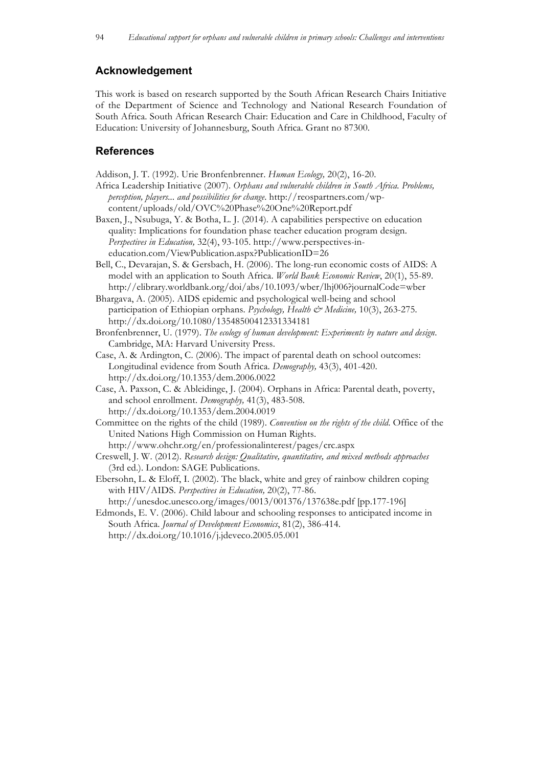## Acknowledgement

This work is based on research supported by the South African Research Chairs Initiative of the Department of Science and Technology and National Research Foundation of South Africa. South African Research Chair: Education and Care in Childhood, Faculty of Education: University of Johannesburg, South Africa. Grant no 87300.

## References

Addison, J. T. (1992). Urie Bronfenbrenner. *Human Ecology,* 20(2), 16-20.

Africa Leadership Initiative (2007). *Orphans and vulnerable children in South Africa. Problems, perception, players... and possibilities for change*. http://reospartners.com/wp-content/uploads/old/OVC%20Phase%20One%20Report.pdf

Baxen, J., Nsubuga, Y. & Botha, L. J. (2014). A capabilities perspective on education quality: Implications for foundation phase teacher education program design. *Perspectives in Education,* 32(4), 93-105. http://www.perspectives-in-education.com/ViewPublication.aspx?PublicationID=26

Bell, C., Devarajan, S. & Gersbach, H. (2006). The long-run economic costs of AIDS: A model with an application to South Africa. *World Bank Economic Review*, 20(1), 55-89. http://elibrary.worldbank.org/doi/abs/10.1093/wber/lhj006?journalCode=wber

Bhargava, A. (2005). AIDS epidemic and psychological well-being and school participation of Ethiopian orphans. *Psychology, Health & Medicine,* 10(3), 263-275. http://dx.doi.org/10.1080/13548500412331334181

Bronfenbrenner, U. (1979). *The ecology of human development: Experiments by nature and design*. Cambridge, MA: Harvard University Press.

Case, A. & Ardington, C. (2006). The impact of parental death on school outcomes: Longitudinal evidence from South Africa. *Demography,* 43(3), 401-420. http://dx.doi.org/10.1353/dem.2006.0022

Case, A. Paxson, C. & Ableidinge, J. (2004). Orphans in Africa: Parental death, poverty, and school enrollment. *Demography,* 41(3), 483-508. http://dx.doi.org/10.1353/dem.2004.0019

Committee on the rights of the child (1989). *Convention on the rights of the child*. Office of the United Nations High Commission on Human Rights. http://www.ohchr.org/en/professionalinterest/pages/crc.aspx

Creswell, J. W. (2012). *Research design: Qualitative, quantitative, and mixed methods approaches* (3rd ed.). London: SAGE Publications.

Ebersohn, L. & Eloff, I. (2002). The black, white and grey of rainbow children coping with HIV/AIDS. *Perspectives in Education,* 20(2), 77-86. http://unesdoc.unesco.org/images/0013/001376/137638e.pdf [pp.177-196]

Edmonds, E. V. (2006). Child labour and schooling responses to anticipated income in South Africa. *Journal of Development Economics*, 81(2), 386-414. http://dx.doi.org/10.1016/j.jdeveco.2005.05.001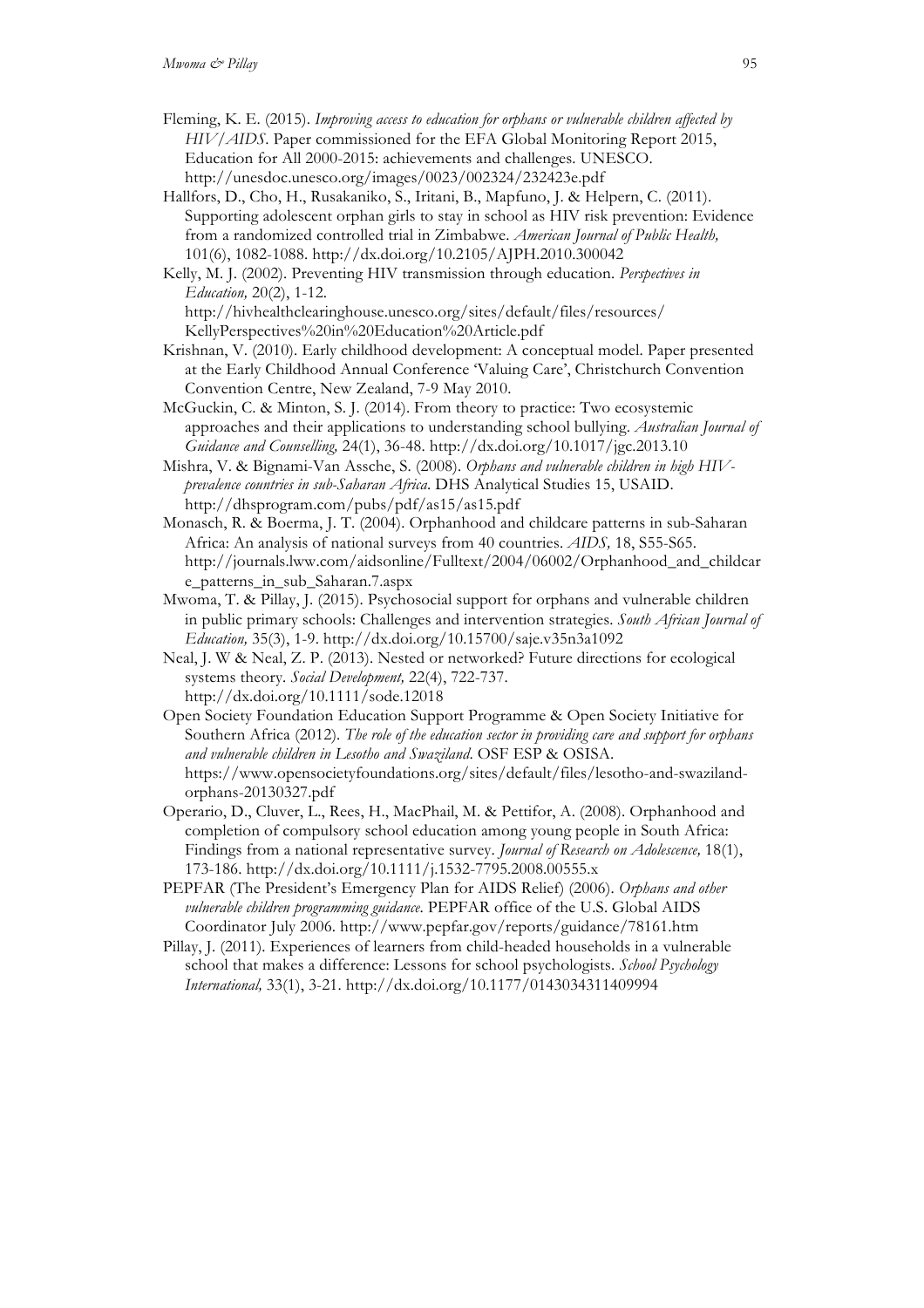Fleming, K. E. (2015). *Improving access to education for orphans or vulnerable children affected by HIV/AIDS*. Paper commissioned for the EFA Global Monitoring Report 2015, Education for All 2000-2015: achievements and challenges. UNESCO. http://unesdoc.unesco.org/images/0023/002324/232423e.pdf

Hallfors, D., Cho, H., Rusakaniko, S., Iritani, B., Mapfuno, J. & Helpern, C. (2011). Supporting adolescent orphan girls to stay in school as HIV risk prevention: Evidence from a randomized controlled trial in Zimbabwe. *American Journal of Public Health,* 101(6), 1082-1088. http://dx.doi.org/10.2105/AJPH.2010.300042

Kelly, M. J. (2002). Preventing HIV transmission through education. *Perspectives in Education,* 20(2), 1-12. http://hivhealthclearinghouse.unesco.org/sites/default/files/resources/KellyPerspectives%20in%20Education%20Article.pdf

Krishnan, V. (2010). Early childhood development: A conceptual model. Paper presented at the Early Childhood Annual Conference 'Valuing Care', Christchurch Convention Convention Centre, New Zealand, 7-9 May 2010.

McGuckin, C. & Minton, S. J. (2014). From theory to practice: Two ecosystemic approaches and their applications to understanding school bullying. *Australian Journal of Guidance and Counselling,* 24(1), 36-48. http://dx.doi.org/10.1017/jgc.2013.10

Mishra, V. & Bignami-Van Assche, S. (2008). *Orphans and vulnerable children in high HIV-prevalence countries in sub-Saharan Africa.* DHS Analytical Studies 15, USAID. http://dhsprogram.com/pubs/pdf/as15/as15.pdf

Monasch, R. & Boerma, J. T. (2004). Orphanhood and childcare patterns in sub-Saharan Africa: An analysis of national surveys from 40 countries. *AIDS,* 18, S55-S65. http://journals.lww.com/aidsonline/Fulltext/2004/06002/Orphanhood_and_childcare_patterns_in_sub_Saharan.7.aspx

Mwoma, T. & Pillay, J. (2015). Psychosocial support for orphans and vulnerable children in public primary schools: Challenges and intervention strategies. *South African Journal of Education,* 35(3), 1-9. http://dx.doi.org/10.15700/saje.v35n3a1092

Neal, J. W & Neal, Z. P. (2013). Nested or networked? Future directions for ecological systems theory. *Social Development,* 22(4), 722-737. http://dx.doi.org/10.1111/sode.12018

Open Society Foundation Education Support Programme & Open Society Initiative for Southern Africa (2012). *The role of the education sector in providing care and support for orphans and vulnerable children in Lesotho and Swaziland*. OSF ESP & OSISA. https://www.opensocietyfoundations.org/sites/default/files/lesotho-and-swaziland-orphans-20130327.pdf

Operario, D., Cluver, L., Rees, H., MacPhail, M. & Pettifor, A. (2008). Orphanhood and completion of compulsory school education among young people in South Africa: Findings from a national representative survey. *Journal of Research on Adolescence,* 18(1), 173-186. http://dx.doi.org/10.1111/j.1532-7795.2008.00555.x

PEPFAR (The President's Emergency Plan for AIDS Relief) (2006). *Orphans and other vulnerable children programming guidance*. PEPFAR office of the U.S. Global AIDS Coordinator July 2006. http://www.pepfar.gov/reports/guidance/78161.htm

Pillay, J. (2011). Experiences of learners from child-headed households in a vulnerable school that makes a difference: Lessons for school psychologists. *School Psychology International,* 33(1), 3-21. http://dx.doi.org/10.1177/0143034311409994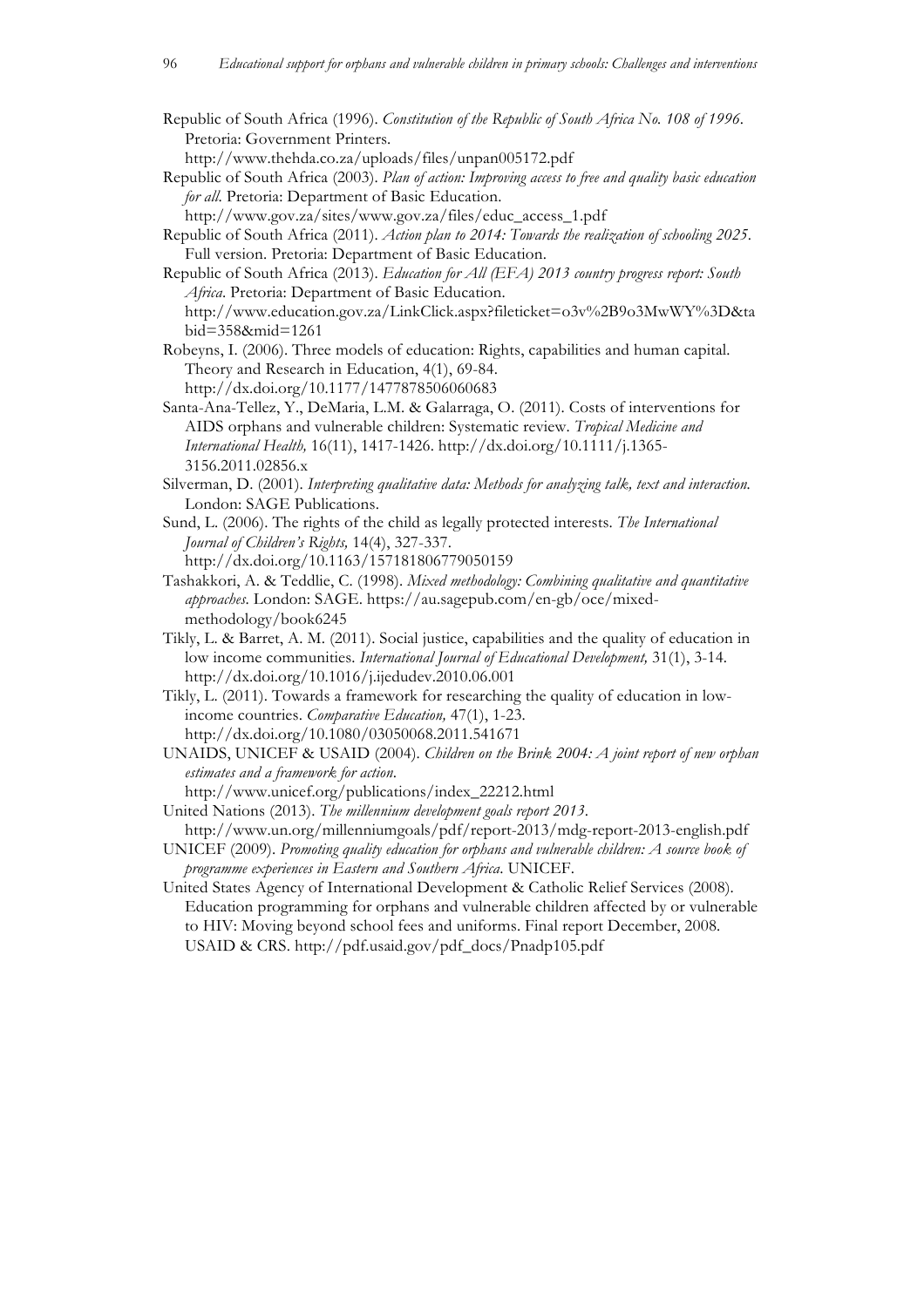Republic of South Africa (1996). *Constitution of the Republic of South Africa No. 108 of 1996*. Pretoria: Government Printers. http://www.thehda.co.za/uploads/files/unpan005172.pdf

Republic of South Africa (2003). *Plan of action: Improving access to free and quality basic education for all*. Pretoria: Department of Basic Education. http://www.gov.za/sites/www.gov.za/files/educ_access_1.pdf

Republic of South Africa (2011). *Action plan to 2014: Towards the realization of schooling 2025*. Full version. Pretoria: Department of Basic Education.

Republic of South Africa (2013). *Education for All (EFA) 2013 country progress report: South Africa*. Pretoria: Department of Basic Education. http://www.education.gov.za/LinkClick.aspx?fileticket=o3v%2B9o3MwWY%3D&tabid=358&mid=1261

Robeyns, I. (2006). Three models of education: Rights, capabilities and human capital. Theory and Research in Education, 4(1), 69-84. http://dx.doi.org/10.1177/1477878506060683

Santa-Ana-Tellez, Y., DeMaria, L.M. & Galarraga, O. (2011). Costs of interventions for AIDS orphans and vulnerable children: Systematic review. *Tropical Medicine and International Health,* 16(11), 1417-1426. http://dx.doi.org/10.1111/j.1365-3156.2011.02856.x

Silverman, D. (2001). *Interpreting qualitative data: Methods for analyzing talk, text and interaction.* London: SAGE Publications.

Sund, L. (2006). The rights of the child as legally protected interests. *The International Journal of Children's Rights,* 14(4), 327-337. http://dx.doi.org/10.1163/157181806779050159

Tashakkori, A. & Teddlie, C. (1998). *Mixed methodology: Combining qualitative and quantitative approaches.* London: SAGE. https://au.sagepub.com/en-gb/oce/mixed-methodology/book6245

Tikly, L. & Barret, A. M. (2011). Social justice, capabilities and the quality of education in low income communities. *International Journal of Educational Development,* 31(1), 3-14. http://dx.doi.org/10.1016/j.ijedudev.2010.06.001

Tikly, L. (2011). Towards a framework for researching the quality of education in low-income countries. *Comparative Education,* 47(1), 1-23. http://dx.doi.org/10.1080/03050068.2011.541671

UNAIDS, UNICEF & USAID (2004). *Children on the Brink 2004: A joint report of new orphan estimates and a framework for action.* http://www.unicef.org/publications/index_22212.html

United Nations (2013). *The millennium development goals report 2013*. http://www.un.org/millenniumgoals/pdf/report-2013/mdg-report-2013-english.pdf

UNICEF (2009). *Promoting quality education for orphans and vulnerable children: A source book of programme experiences in Eastern and Southern Africa.* UNICEF.

United States Agency of International Development & Catholic Relief Services (2008). Education programming for orphans and vulnerable children affected by or vulnerable to HIV: Moving beyond school fees and uniforms. Final report December, 2008. USAID & CRS. http://pdf.usaid.gov/pdf_docs/Pnadp105.pdf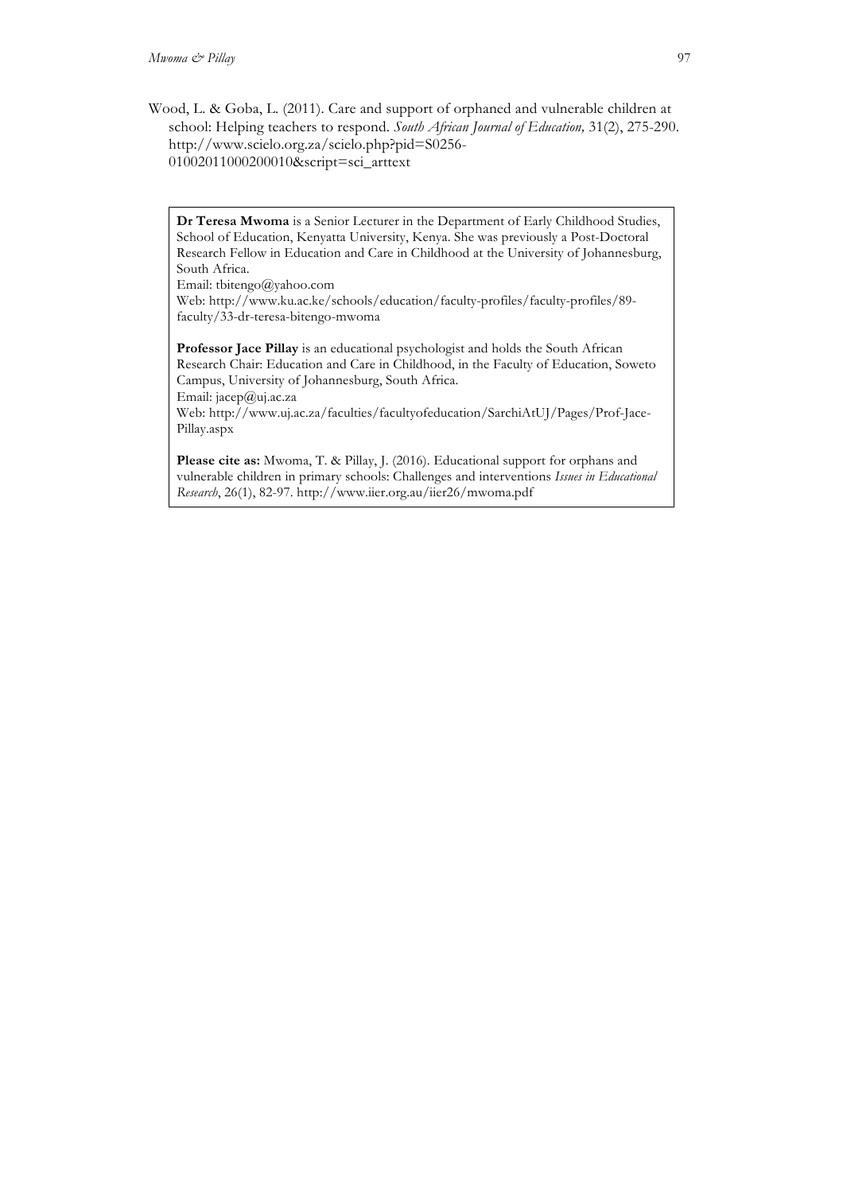Wood, L. & Goba, L. (2011). Care and support of orphaned and vulnerable children at school: Helping teachers to respond. *South African Journal of Education,* 31(2), 275-290. http://www.scielo.org.za/scielo.php?pid=S0256-01002011000200010&script=sci_arttext

**Dr Teresa Mwoma** is a Senior Lecturer in the Department of Early Childhood Studies, School of Education, Kenyatta University, Kenya. She was previously a Post-Doctoral Research Fellow in Education and Care in Childhood at the University of Johannesburg, South Africa.
Email: tbitengo@yahoo.com
Web: http://www.ku.ac.ke/schools/education/faculty-profiles/faculty-profiles/89-faculty/33-dr-teresa-bitengo-mwoma

**Professor Jace Pillay** is an educational psychologist and holds the South African Research Chair: Education and Care in Childhood, in the Faculty of Education, Soweto Campus, University of Johannesburg, South Africa.
Email: jacep@uj.ac.za
Web: http://www.uj.ac.za/faculties/facultyofeducation/SarchiAtUJ/Pages/Prof-Jace-Pillay.aspx

**Please cite as:** Mwoma, T. & Pillay, J. (2016). Educational support for orphans and vulnerable children in primary schools: Challenges and interventions *Issues in Educational Research*, 26(1), 82-97. http://www.iier.org.au/iier26/mwoma.pdf